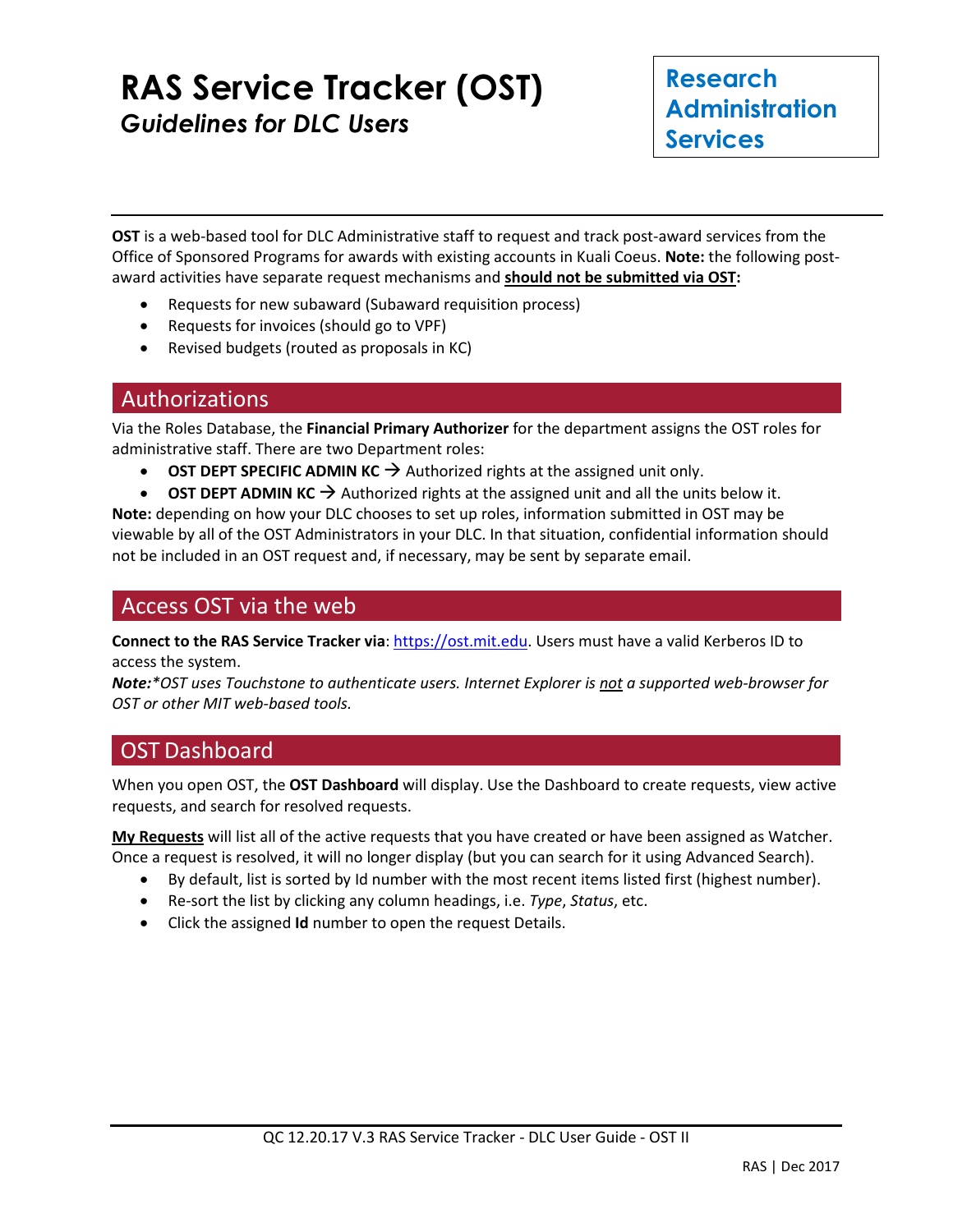# RAS Service Tracker (OST)

***Guidelines for DLC Users***

**Research Administration Services**

**OST** is a web-based tool for DLC Administrative staff to request and track post-award services from the Office of Sponsored Programs for awards with existing accounts in Kuali Coeus. **Note:** the following post-award activities have separate request mechanisms and **<u>should not be submitted via OST</u>:**

- Requests for new subaward (Subaward requisition process)
- Requests for invoices (should go to VPF)
- Revised budgets (routed as proposals in KC)

## Authorizations

Via the Roles Database, the **Financial Primary Authorizer** for the department assigns the OST roles for administrative staff. There are two Department roles:

- **OST DEPT SPECIFIC ADMIN KC** → Authorized rights at the assigned unit only.
- **OST DEPT ADMIN KC** → Authorized rights at the assigned unit and all the units below it.

**Note:** depending on how your DLC chooses to set up roles, information submitted in OST may be viewable by all of the OST Administrators in your DLC. In that situation, confidential information should not be included in an OST request and, if necessary, may be sent by separate email.

## Access OST via the web

**Connect to the RAS Service Tracker via**: https://ost.mit.edu. Users must have a valid Kerberos ID to access the system.

***Note:****\*OST uses Touchstone to authenticate users. Internet Explorer is <u>not</u> a supported web-browser for OST or other MIT web-based tools.*

## OST Dashboard

When you open OST, the **OST Dashboard** will display. Use the Dashboard to create requests, view active requests, and search for resolved requests.

**<u>My Requests</u>** will list all of the active requests that you have created or have been assigned as Watcher. Once a request is resolved, it will no longer display (but you can search for it using Advanced Search).

- By default, list is sorted by Id number with the most recent items listed first (highest number).
- Re-sort the list by clicking any column headings, i.e. *Type*, *Status*, etc.
- Click the assigned **Id** number to open the request Details.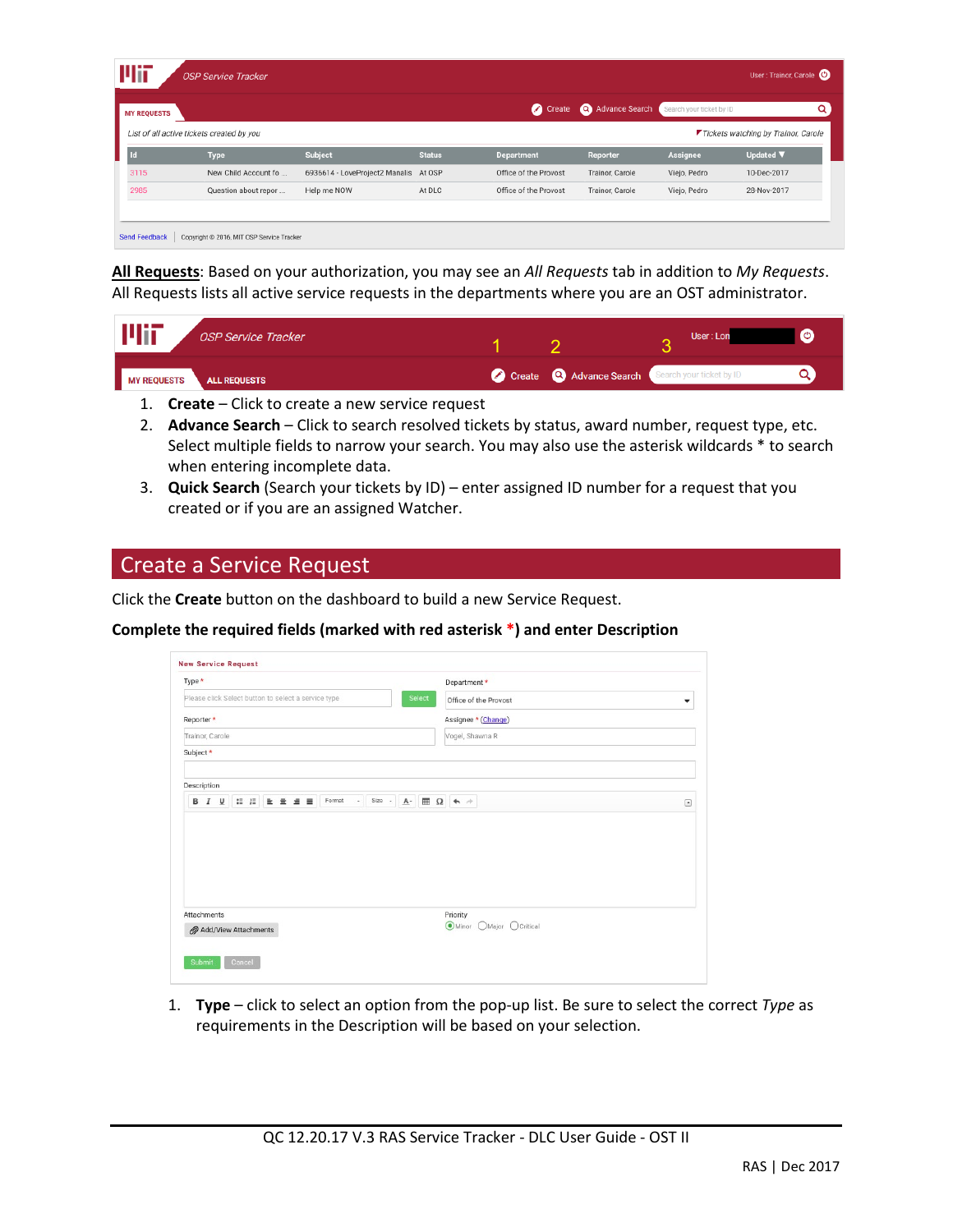**All Requests**: Based on your authorization, you may see an *All Requests* tab in addition to *My Requests*. All Requests lists all active service requests in the departments where you are an OST administrator.

1. **Create** – Click to create a new service request
2. **Advance Search** – Click to search resolved tickets by status, award number, request type, etc. Select multiple fields to narrow your search. You may also use the asterisk wildcards * to search when entering incomplete data.
3. **Quick Search** (Search your tickets by ID) – enter assigned ID number for a request that you created or if you are an assigned Watcher.

## Create a Service Request

Click the **Create** button on the dashboard to build a new Service Request.

**Complete the required fields (marked with red asterisk *) and enter Description**

1. **Type** – click to select an option from the pop-up list. Be sure to select the correct *Type* as requirements in the Description will be based on your selection.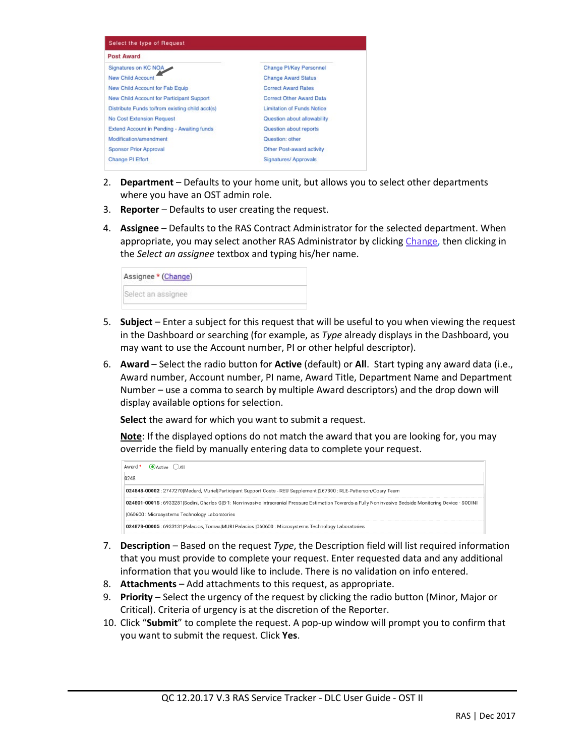| Select the type of Request | |
|---|---|
| **Post Award** | |
| Signatures on KC NOA | Change PI/Key Personnel |
| New Child Account | Change Award Status |
| New Child Account for Fab Equip | Correct Award Rates |
| New Child Account for Participant Support | Correct Other Award Data |
| Distribute Funds to/from existing child acct(s) | Limitation of Funds Notice |
| No Cost Extension Request | Question about allowability |
| Extend Account in Pending - Awaiting funds | Question about reports |
| Modification/amendment | Question: other |
| Sponsor Prior Approval | Other Post-award activity |
| Change PI Effort | Signatures/ Approvals |

2. **Department** – Defaults to your home unit, but allows you to select other departments where you have an OST admin role.
3. **Reporter** – Defaults to user creating the request.
4. **Assignee** – Defaults to the RAS Contract Administrator for the selected department. When appropriate, you may select another RAS Administrator by clicking Change, then clicking in the *Select an assignee* textbox and typing his/her name.

   Assignee * (Change)
   Select an assignee

5. **Subject** – Enter a subject for this request that will be useful to you when viewing the request in the Dashboard or searching (for example, as *Type* already displays in the Dashboard, you may want to use the Account number, PI or other helpful descriptor).
6. **Award** – Select the radio button for **Active** (default) or **All**. Start typing any award data (i.e., Award number, Account number, PI name, Award Title, Department Name and Department Number – use a comma to search by multiple Award descriptors) and the drop down will display available options for selection.

   **Select** the award for which you want to submit a request.

   **Note**: If the displayed options do not match the award that you are looking for, you may override the field by manually entering data to complete your request.

   Award * (Active) All
   0248
   **024848-00002** : 2747270|Medard, Muriel|Participant Support Costs - REU Supplement |267300 : RLE-Patterson/Coary Team
   **024801-00015** : 6933281|Sodini, Charles G|B-1: Non-invasive Intracranial Pressure Estimation Towards a Fully Noninvasive Bedside Monitoring Device - SODINI |060600 : Microsystems Technology Laboratories
   **024878-00005** : 6933131|Palacios, Tomas|MURI Palacios |060600 : Microsystems Technology Laboratories

7. **Description** – Based on the request *Type*, the Description field will list required information that you must provide to complete your request. Enter requested data and any additional information that you would like to include. There is no validation on info entered.
8. **Attachments** – Add attachments to this request, as appropriate.
9. **Priority** – Select the urgency of the request by clicking the radio button (Minor, Major or Critical). Criteria of urgency is at the discretion of the Reporter.
10. Click "**Submit**" to complete the request. A pop-up window will prompt you to confirm that you want to submit the request. Click **Yes**.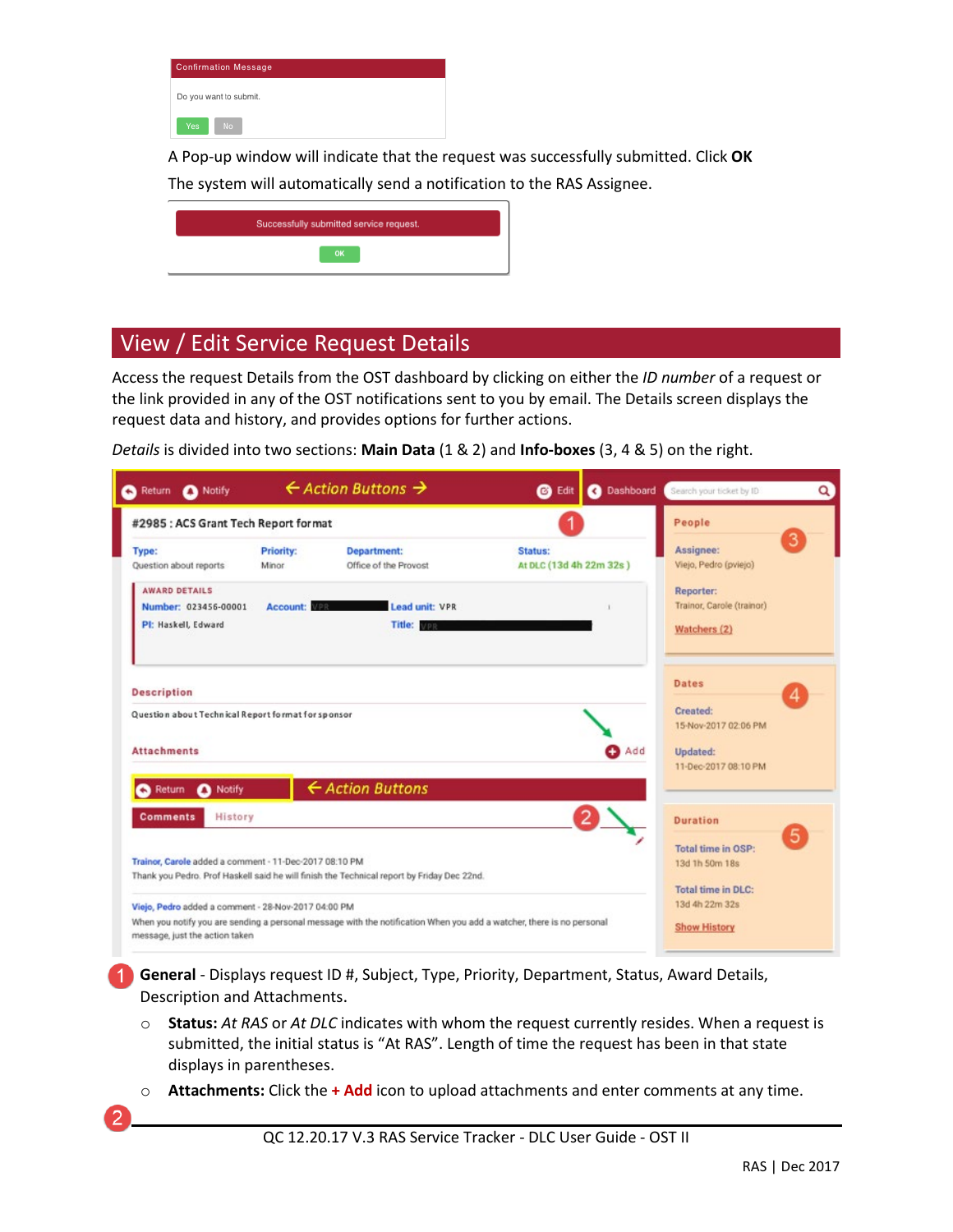A Pop-up window will indicate that the request was successfully submitted. Click **OK**

The system will automatically send a notification to the RAS Assignee.

## View / Edit Service Request Details

Access the request Details from the OST dashboard by clicking on either the *ID number* of a request or the link provided in any of the OST notifications sent to you by email. The Details screen displays the request data and history, and provides options for further actions.

*Details* is divided into two sections: **Main Data** (1 & 2) and **Info-boxes** (3, 4 & 5) on the right.

1. **General** - Displays request ID #, Subject, Type, Priority, Department, Status, Award Details, Description and Attachments.
   - **Status:** *At RAS* or *At DLC* indicates with whom the request currently resides. When a request is submitted, the initial status is "At RAS". Length of time the request has been in that state displays in parentheses.
   - **Attachments:** Click the **+ Add** icon to upload attachments and enter comments at any time.

2.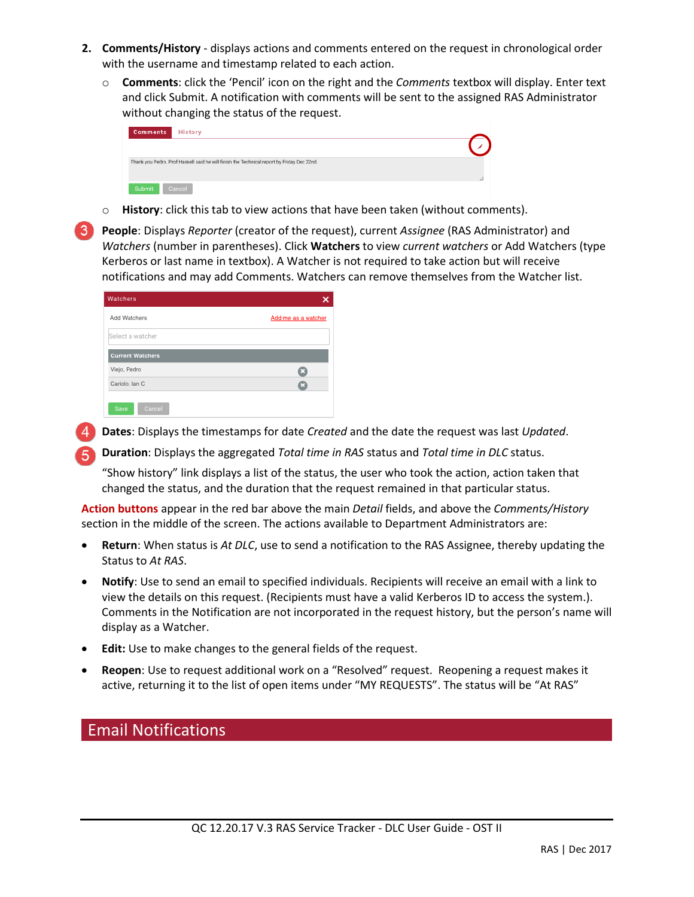2. **Comments/History** - displays actions and comments entered on the request in chronological order with the username and timestamp related to each action.
   - **Comments**: click the 'Pencil' icon on the right and the *Comments* textbox will display. Enter text and click Submit. A notification with comments will be sent to the assigned RAS Administrator without changing the status of the request.
   - **History**: click this tab to view actions that have been taken (without comments).

3. **People**: Displays *Reporter* (creator of the request), current *Assignee* (RAS Administrator) and *Watchers* (number in parentheses). Click **Watchers** to view *current watchers* or Add Watchers (type Kerberos or last name in textbox). A Watcher is not required to take action but will receive notifications and may add Comments. Watchers can remove themselves from the Watcher list.

4. **Dates**: Displays the timestamps for date *Created* and the date the request was last *Updated*.

5. **Duration**: Displays the aggregated *Total time in RAS* status and *Total time in DLC* status.

   "Show history" link displays a list of the status, the user who took the action, action taken that changed the status, and the duration that the request remained in that particular status.

**Action buttons** appear in the red bar above the main *Detail* fields, and above the *Comments/History* section in the middle of the screen. The actions available to Department Administrators are:

- **Return**: When status is *At DLC*, use to send a notification to the RAS Assignee, thereby updating the Status to *At RAS*.
- **Notify**: Use to send an email to specified individuals. Recipients will receive an email with a link to view the details on this request. (Recipients must have a valid Kerberos ID to access the system.). Comments in the Notification are not incorporated in the request history, but the person's name will display as a Watcher.
- **Edit:** Use to make changes to the general fields of the request.
- **Reopen**: Use to request additional work on a "Resolved" request. Reopening a request makes it active, returning it to the list of open items under "MY REQUESTS". The status will be "At RAS"

# Email Notifications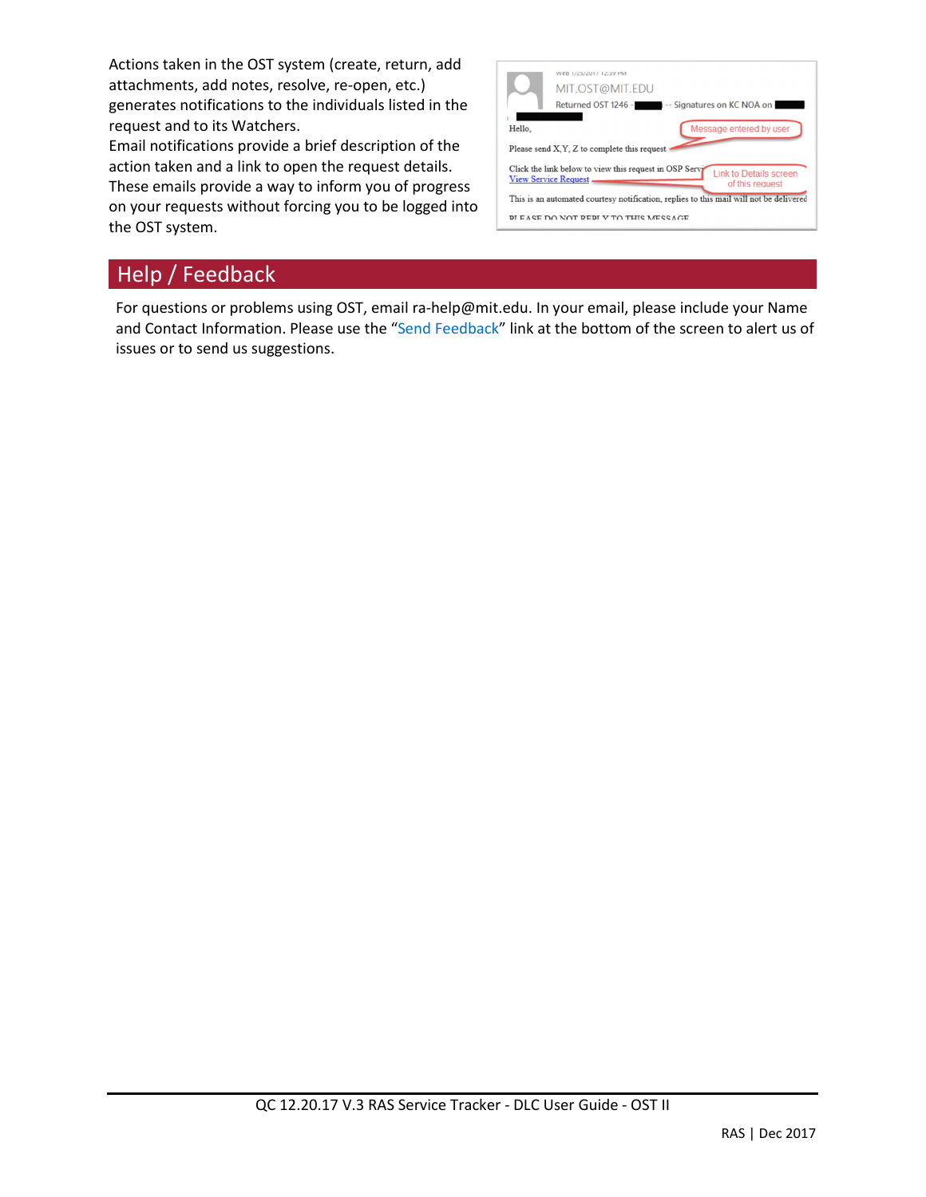Actions taken in the OST system (create, return, add attachments, add notes, resolve, re-open, etc.) generates notifications to the individuals listed in the request and to its Watchers.

Email notifications provide a brief description of the action taken and a link to open the request details. These emails provide a way to inform you of progress on your requests without forcing you to be logged into the OST system.

## Help / Feedback

For questions or problems using OST, email ra-help@mit.edu. In your email, please include your Name and Contact Information. Please use the "Send Feedback" link at the bottom of the screen to alert us of issues or to send us suggestions.